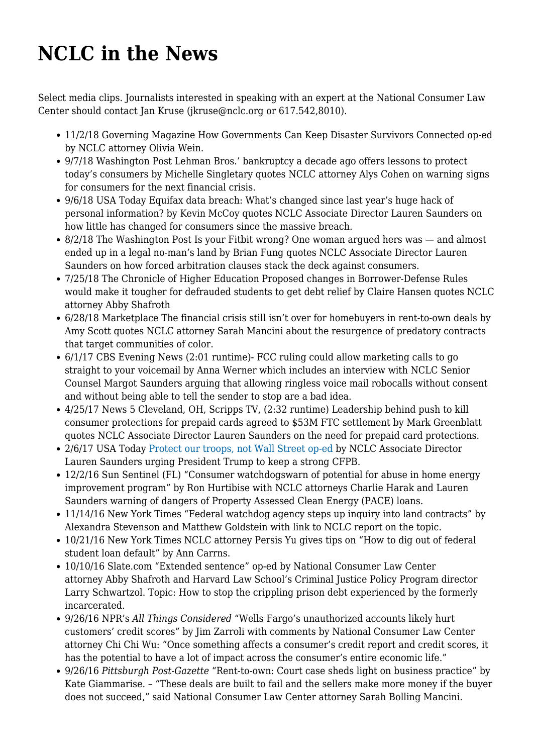# NCLC in the News

Select media clips. Journalists interested in speaking with an expert at the National Consumer Law Center should contact Jan Kruse (jkruse@nclc.org or 617.542,8010).

- 11/2/18 Governing Magazine How Governments Can Keep Disaster Survivors Connected op-ed by NCLC attorney Olivia Wein.
- 9/7/18 Washington Post Lehman Bros.' bankruptcy a decade ago offers lessons to protect today's consumers by Michelle Singletary quotes NCLC attorney Alys Cohen on warning signs for consumers for the next financial crisis.
- 9/6/18 USA Today Equifax data breach: What's changed since last year's huge hack of personal information? by Kevin McCoy quotes NCLC Associate Director Lauren Saunders on how little has changed for consumers since the massive breach.
- 8/2/18 The Washington Post Is your Fitbit wrong? One woman argued hers was — and almost ended up in a legal no-man's land by Brian Fung quotes NCLC Associate Director Lauren Saunders on how forced arbitration clauses stack the deck against consumers.
- 7/25/18 The Chronicle of Higher Education Proposed changes in Borrower-Defense Rules would make it tougher for defrauded students to get debt relief by Claire Hansen quotes NCLC attorney Abby Shafroth
- 6/28/18 Marketplace The financial crisis still isn't over for homebuyers in rent-to-own deals by Amy Scott quotes NCLC attorney Sarah Mancini about the resurgence of predatory contracts that target communities of color.
- 6/1/17 CBS Evening News (2:01 runtime)- FCC ruling could allow marketing calls to go straight to your voicemail by Anna Werner which includes an interview with NCLC Senior Counsel Margot Saunders arguing that allowing ringless voice mail robocalls without consent and without being able to tell the sender to stop are a bad idea.
- 4/25/17 News 5 Cleveland, OH, Scripps TV, (2:32 runtime) Leadership behind push to kill consumer protections for prepaid cards agreed to $53M FTC settlement by Mark Greenblatt quotes NCLC Associate Director Lauren Saunders on the need for prepaid card protections.
- 2/6/17 USA Today Protect our troops, not Wall Street op-ed by NCLC Associate Director Lauren Saunders urging President Trump to keep a strong CFPB.
- 12/2/16 Sun Sentinel (FL) "Consumer watchdogswarn of potential for abuse in home energy improvement program" by Ron Hurtibise with NCLC attorneys Charlie Harak and Lauren Saunders warning of dangers of Property Assessed Clean Energy (PACE) loans.
- 11/14/16 New York Times "Federal watchdog agency steps up inquiry into land contracts" by Alexandra Stevenson and Matthew Goldstein with link to NCLC report on the topic.
- 10/21/16 New York Times NCLC attorney Persis Yu gives tips on "How to dig out of federal student loan default" by Ann Carrns.
- 10/10/16 Slate.com "Extended sentence" op-ed by National Consumer Law Center attorney Abby Shafroth and Harvard Law School's Criminal Justice Policy Program director Larry Schwartzol. Topic: How to stop the crippling prison debt experienced by the formerly incarcerated.
- 9/26/16 NPR's *All Things Considered* "Wells Fargo's unauthorized accounts likely hurt customers' credit scores" by Jim Zarroli with comments by National Consumer Law Center attorney Chi Chi Wu: "Once something affects a consumer's credit report and credit scores, it has the potential to have a lot of impact across the consumer's entire economic life."
- 9/26/16 *Pittsburgh Post-Gazette* "Rent-to-own: Court case sheds light on business practice" by Kate Giammarise. – "These deals are built to fail and the sellers make more money if the buyer does not succeed," said National Consumer Law Center attorney Sarah Bolling Mancini.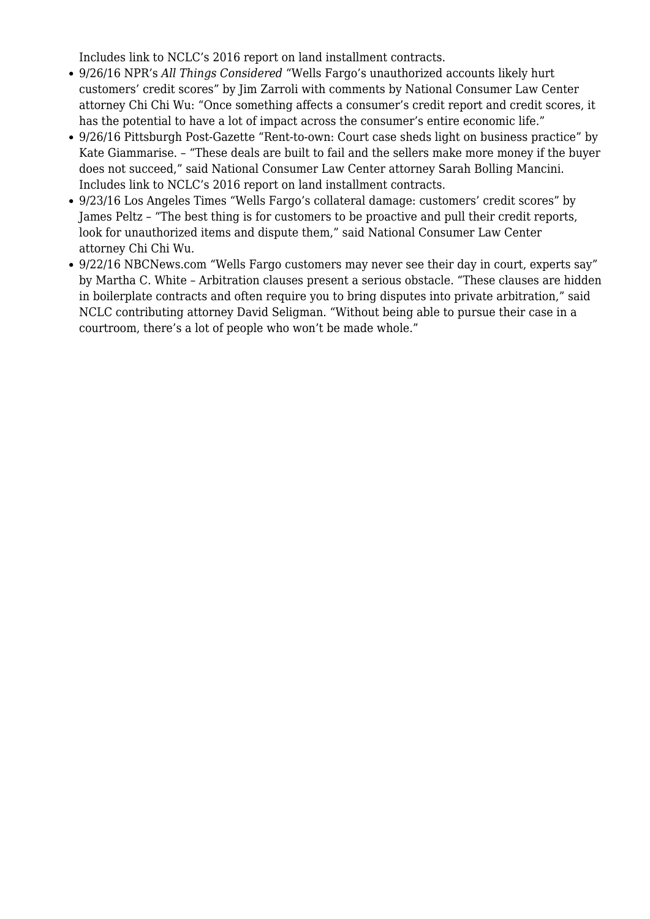Includes link to NCLC's 2016 report on land installment contracts.

- 9/26/16 NPR's *All Things Considered* "Wells Fargo's unauthorized accounts likely hurt customers' credit scores" by Jim Zarroli with comments by National Consumer Law Center attorney Chi Chi Wu: "Once something affects a consumer's credit report and credit scores, it has the potential to have a lot of impact across the consumer's entire economic life."
- 9/26/16 Pittsburgh Post-Gazette "Rent-to-own: Court case sheds light on business practice" by Kate Giammarise. – "These deals are built to fail and the sellers make more money if the buyer does not succeed," said National Consumer Law Center attorney Sarah Bolling Mancini. Includes link to NCLC's 2016 report on land installment contracts.
- 9/23/16 Los Angeles Times "Wells Fargo's collateral damage: customers' credit scores" by James Peltz – "The best thing is for customers to be proactive and pull their credit reports, look for unauthorized items and dispute them," said National Consumer Law Center attorney Chi Chi Wu.
- 9/22/16 NBCNews.com "Wells Fargo customers may never see their day in court, experts say" by Martha C. White – Arbitration clauses present a serious obstacle. "These clauses are hidden in boilerplate contracts and often require you to bring disputes into private arbitration," said NCLC contributing attorney David Seligman. "Without being able to pursue their case in a courtroom, there's a lot of people who won't be made whole."